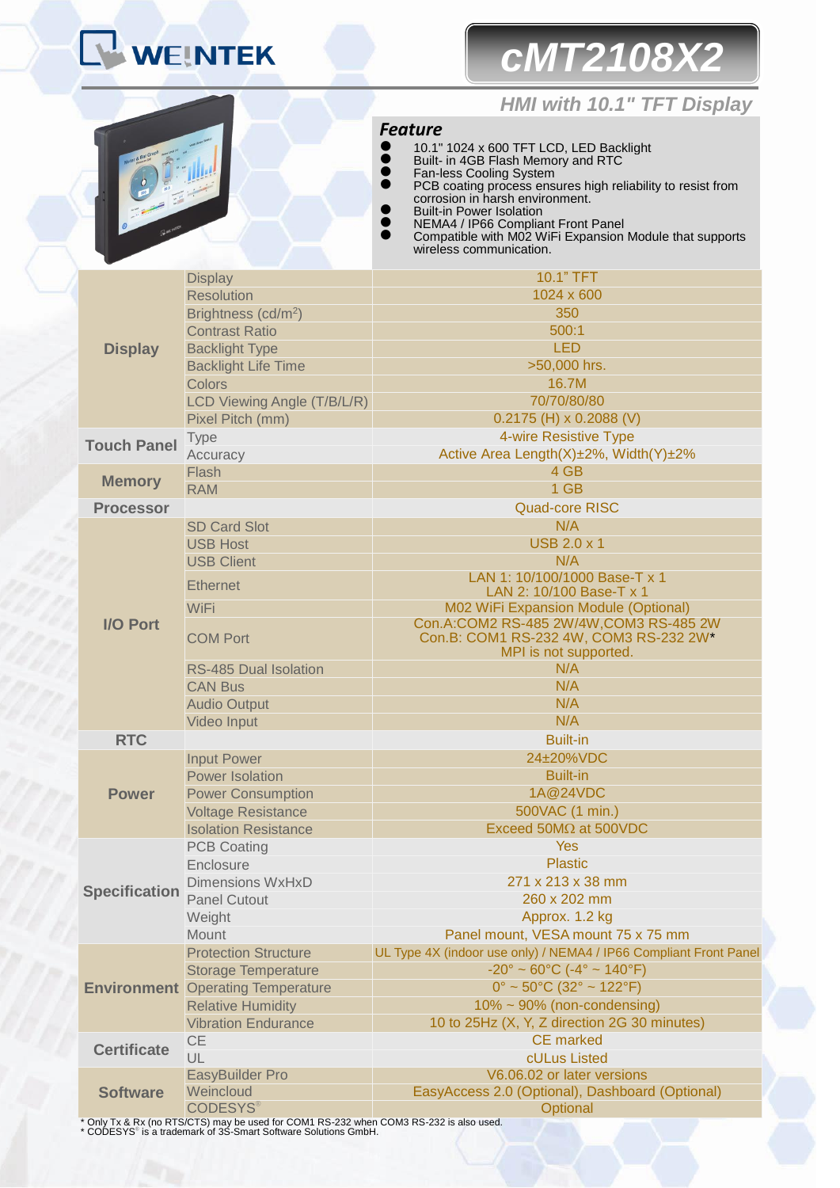# WEINTEK

# cMT2108X2

## HMI with 10.1" TFT Display

### Feature

- 10.1" 1024 x 600 TFT LCD, LED Backlight
- Built- in 4GB Flash Memory and RTC
- Fan-less Cooling System
- PCB coating process ensures high reliability to resist from corrosion in harsh environment.
- Built-in Power Isolation
- NEMA4 / IP66 Compliant Front Panel
- Compatible with M02 WiFi Expansion Module that supports wireless communication.

| | | |
|---|---|---|
| **Display** | Display | 10.1" TFT |
| | Resolution | 1024 x 600 |
| | Brightness (cd/m$^2$) | 350 |
| | Contrast Ratio | 500:1 |
| | Backlight Type | LED |
| | Backlight Life Time | >50,000 hrs. |
| | Colors | 16.7M |
| | LCD Viewing Angle (T/B/L/R) | 70/70/80/80 |
| | Pixel Pitch (mm) | 0.2175 (H) x 0.2088 (V) |
| **Touch Panel** | Type | 4-wire Resistive Type |
| | Accuracy | Active Area Length(X)±2%, Width(Y)±2% |
| **Memory** | Flash | 4 GB |
| | RAM | 1 GB |
| **Processor** | | Quad-core RISC |
| **I/O Port** | SD Card Slot | N/A |
| | USB Host | USB 2.0 x 1 |
| | USB Client | N/A |
| | Ethernet | LAN 1: 10/100/1000 Base-T x 1<br>LAN 2: 10/100 Base-T x 1 |
| | WiFi | M02 WiFi Expansion Module (Optional) |
| | COM Port | Con.A:COM2 RS-485 2W/4W,COM3 RS-485 2W<br>Con.B: COM1 RS-232 4W, COM3 RS-232 2W*<br>MPI is not supported. |
| | RS-485 Dual Isolation | N/A |
| | CAN Bus | N/A |
| | Audio Output | N/A |
| | Video Input | N/A |
| **RTC** | | Built-in |
| **Power** | Input Power | 24±20%VDC |
| | Power Isolation | Built-in |
| | Power Consumption | 1A@24VDC |
| | Voltage Resistance | 500VAC (1 min.) |
| | Isolation Resistance | Exceed 50MΩ at 500VDC |
| **Specification** | PCB Coating | Yes |
| | Enclosure | Plastic |
| | Dimensions WxHxD | 271 x 213 x 38 mm |
| | Panel Cutout | 260 x 202 mm |
| | Weight | Approx. 1.2 kg |
| | Mount | Panel mount, VESA mount 75 x 75 mm |
| **Environment** | Protection Structure | UL Type 4X (indoor use only) / NEMA4 / IP66 Compliant Front Panel |
| | Storage Temperature | -20° ~ 60°C (-4° ~ 140°F) |
| | Operating Temperature | 0° ~ 50°C (32° ~ 122°F) |
| | Relative Humidity | 10% ~ 90% (non-condensing) |
| | Vibration Endurance | 10 to 25Hz (X, Y, Z direction 2G 30 minutes) |
| **Certificate** | CE | CE marked |
| | UL | cULus Listed |
| **Software** | EasyBuilder Pro | V6.06.02 or later versions |
| | Weincloud | EasyAccess 2.0 (Optional), Dashboard (Optional) |
| | CODESYS® | Optional |

\* Only Tx & Rx (no RTS/CTS) may be used for COM1 RS-232 when COM3 RS-232 is also used.
\* CODESYS® is a trademark of 3S-Smart Software Solutions GmbH.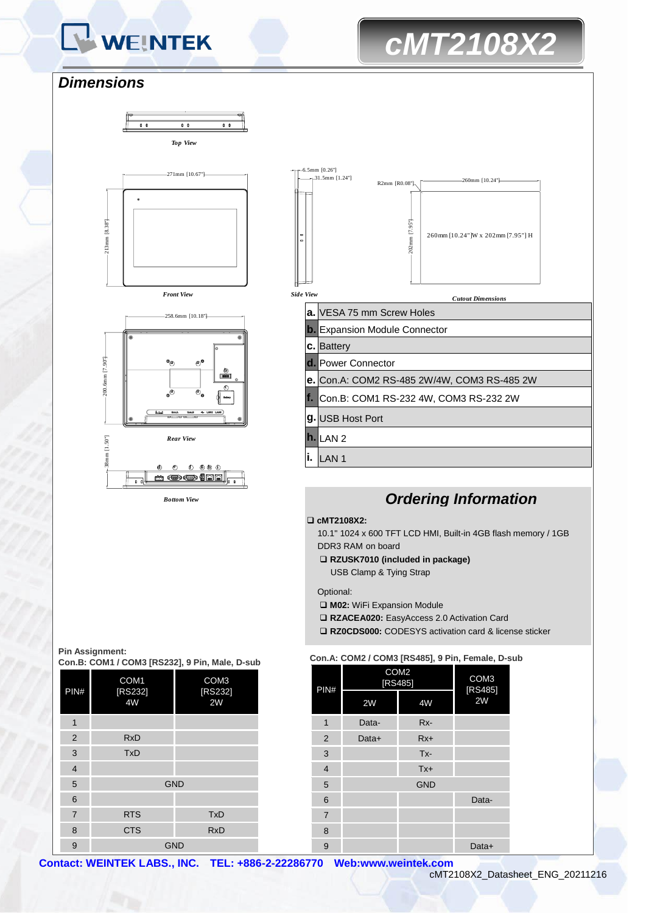## Dimensions

Top View

271mm [10.67"]

213mm [8.38"]

Front View

6.5mm [0.26"]

31.5mm [1.24"]

Side View

R2mm [R0.08"]

260mm [10.24"]

202mm [7.95"]

260mm [10.24"]W x 202mm [7.95"] H

Cutout Dimensions

258.6mm [10.18"]

200.6mm [7.90"]

Rear View

38mm [1.50"]

Bottom View

| | |
|---|---|
| a. | VESA 75 mm Screw Holes |
| b. | Expansion Module Connector |
| c. | Battery |
| d. | Power Connector |
| e. | Con.A: COM2 RS-485 2W/4W, COM3 RS-485 2W |
| f. | Con.B: COM1 RS-232 4W, COM3 RS-232 2W |
| g. | USB Host Port |
| h. | LAN 2 |
| i. | LAN 1 |

## Ordering Information

❑ **cMT2108X2:**

10.1" 1024 x 600 TFT LCD HMI, Built-in 4GB flash memory / 1GB DDR3 RAM on board

❑ **RZUSK7010 (included in package)**

USB Clamp & Tying Strap

Optional:

❑ **M02:** WiFi Expansion Module

❑ **RZACEA020:** EasyAccess 2.0 Activation Card

❑ **RZ0CDS000:** CODESYS activation card & license sticker

**Pin Assignment:**

**Con.B: COM1 / COM3 [RS232], 9 Pin, Male, D-sub**

| PIN# | COM1 [RS232] 4W | COM3 [RS232] 2W |
|---|---|---|
| 1 | | |
| 2 | RxD | |
| 3 | TxD | |
| 4 | | |
| 5 | GND | |
| 6 | | |
| 7 | RTS | TxD |
| 8 | CTS | RxD |
| 9 | GND | |

**Con.A: COM2 / COM3 [RS485], 9 Pin, Female, D-sub**

| PIN# | COM2 [RS485] | | COM3 [RS485] 2W |
|---|---|---|---|
| | 2W | 4W | |
| 1 | Data- | Rx- | |
| 2 | Data+ | Rx+ | |
| 3 | | Tx- | |
| 4 | | Tx+ | |
| 5 | GND | | |
| 6 | | | Data- |
| 7 | | | |
| 8 | | | |
| 9 | | | Data+ |

**Contact: WEINTEK LABS., INC. TEL: +886-2-22286770 Web:www.weintek.com**

cMT2108X2_Datasheet_ENG_20211216